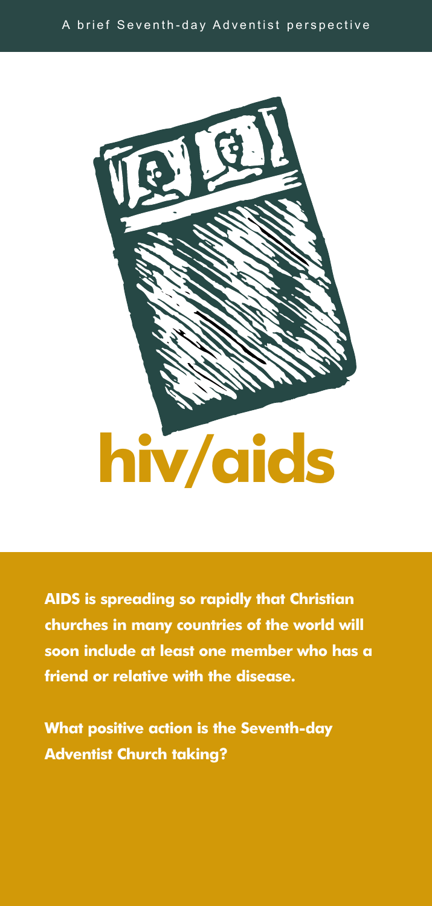A brief Seventh-day Adventist perspective

# hiv/aids

**AIDS is spreading so rapidly that Christian churches in many countries of the world will soon include at least one member who has a friend or relative with the disease.**

**What positive action is the Seventh-day Adventist Church taking?**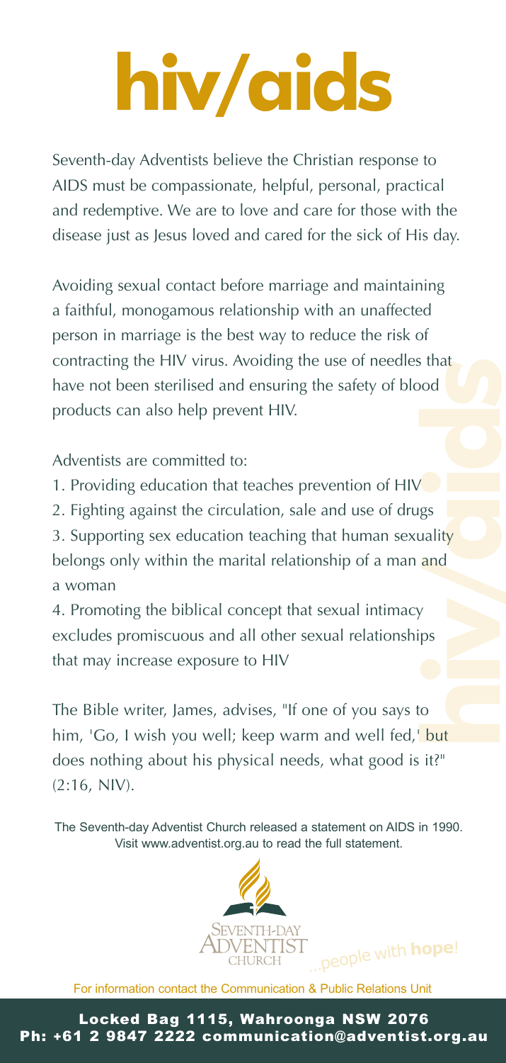# hiv/aids

Seventh-day Adventists believe the Christian response to AIDS must be compassionate, helpful, personal, practical and redemptive. We are to love and care for those with the disease just as Jesus loved and cared for the sick of His day.

Avoiding sexual contact before marriage and maintaining a faithful, monogamous relationship with an unaffected person in marriage is the best way to reduce the risk of contracting the HIV virus. Avoiding the use of needles that have not been sterilised and ensuring the safety of blood products can also help prevent HIV.

Adventists are committed to:

1. Providing education that teaches prevention of HIV
2. Fighting against the circulation, sale and use of drugs
3. Supporting sex education teaching that human sexuality belongs only within the marital relationship of a man and a woman
4. Promoting the biblical concept that sexual intimacy excludes promiscuous and all other sexual relationships that may increase exposure to HIV

The Bible writer, James, advises, "If one of you says to him, 'Go, I wish you well; keep warm and well fed,' but does nothing about his physical needs, what good is it?" (2:16, NIV).

The Seventh-day Adventist Church released a statement on AIDS in 1990. Visit www.adventist.org.au to read the full statement.

Seventh-day Adventist Church

...people with **hope**!

For information contact the Communication & Public Relations Unit

**Locked Bag 1115, Wahroonga NSW 2076**
**Ph: +61 2 9847 2222 communication@adventist.org.au**